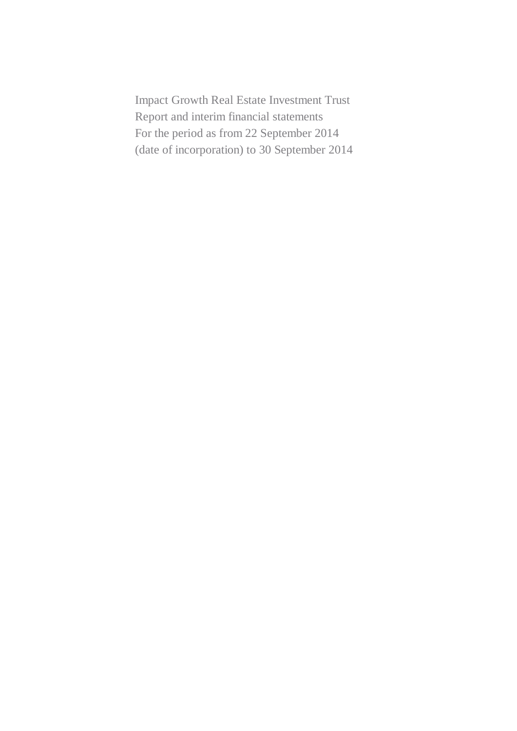# Impact Growth Real Estate Investment Trust

Report and interim financial statements

For the period as from 22 September 2014 (date of incorporation) to 30 September 2014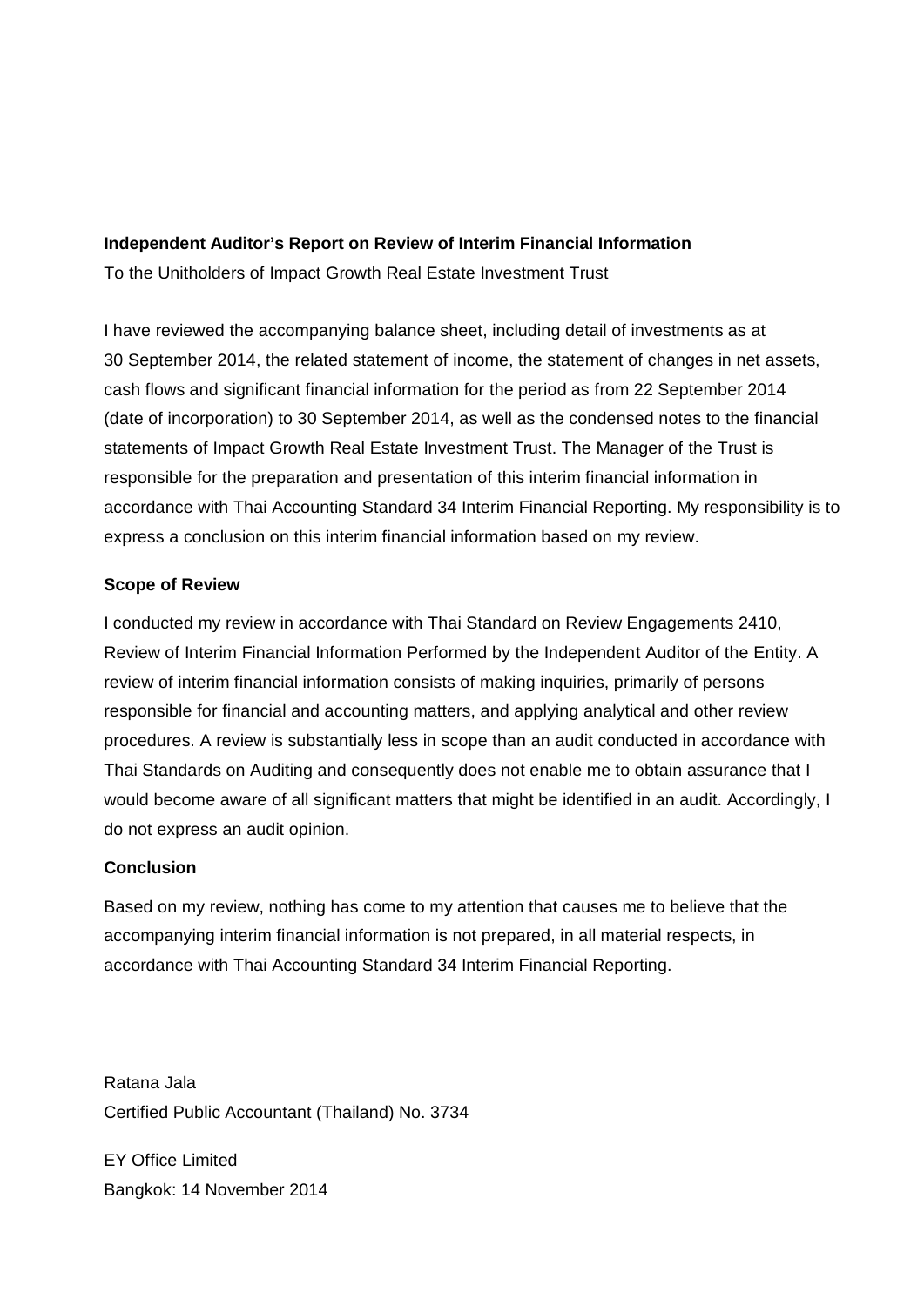**Independent Auditor's Report on Review of Interim Financial Information**

To the Unitholders of Impact Growth Real Estate Investment Trust

I have reviewed the accompanying balance sheet, including detail of investments as at 30 September 2014, the related statement of income, the statement of changes in net assets, cash flows and significant financial information for the period as from 22 September 2014 (date of incorporation) to 30 September 2014, as well as the condensed notes to the financial statements of Impact Growth Real Estate Investment Trust. The Manager of the Trust is responsible for the preparation and presentation of this interim financial information in accordance with Thai Accounting Standard 34 Interim Financial Reporting. My responsibility is to express a conclusion on this interim financial information based on my review.

**Scope of Review**

I conducted my review in accordance with Thai Standard on Review Engagements 2410, Review of Interim Financial Information Performed by the Independent Auditor of the Entity. A review of interim financial information consists of making inquiries, primarily of persons responsible for financial and accounting matters, and applying analytical and other review procedures. A review is substantially less in scope than an audit conducted in accordance with Thai Standards on Auditing and consequently does not enable me to obtain assurance that I would become aware of all significant matters that might be identified in an audit. Accordingly, I do not express an audit opinion.

**Conclusion**

Based on my review, nothing has come to my attention that causes me to believe that the accompanying interim financial information is not prepared, in all material respects, in accordance with Thai Accounting Standard 34 Interim Financial Reporting.

Ratana Jala

Certified Public Accountant (Thailand) No. 3734

EY Office Limited

Bangkok: 14 November 2014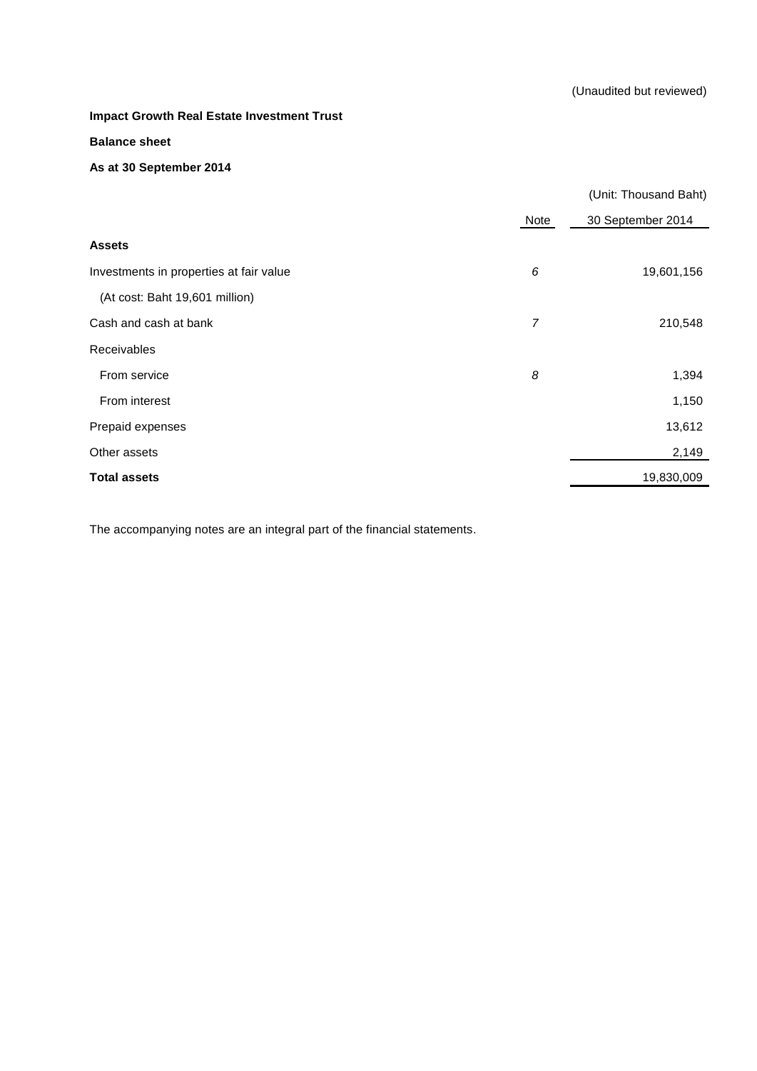(Unaudited but reviewed)

**Impact Growth Real Estate Investment Trust**

**Balance sheet**

**As at 30 September 2014**

(Unit: Thousand Baht)

| | Note | 30 September 2014 |
|---|---|---|
| **Assets** | | |
| Investments in properties at fair value | *6* | 19,601,156 |
| (At cost: Baht 19,601 million) | | |
| Cash and cash at bank | *7* | 210,548 |
| Receivables | | |
| From service | *8* | 1,394 |
| From interest | | 1,150 |
| Prepaid expenses | | 13,612 |
| Other assets | | 2,149 |
| **Total assets** | | 19,830,009 |

The accompanying notes are an integral part of the financial statements.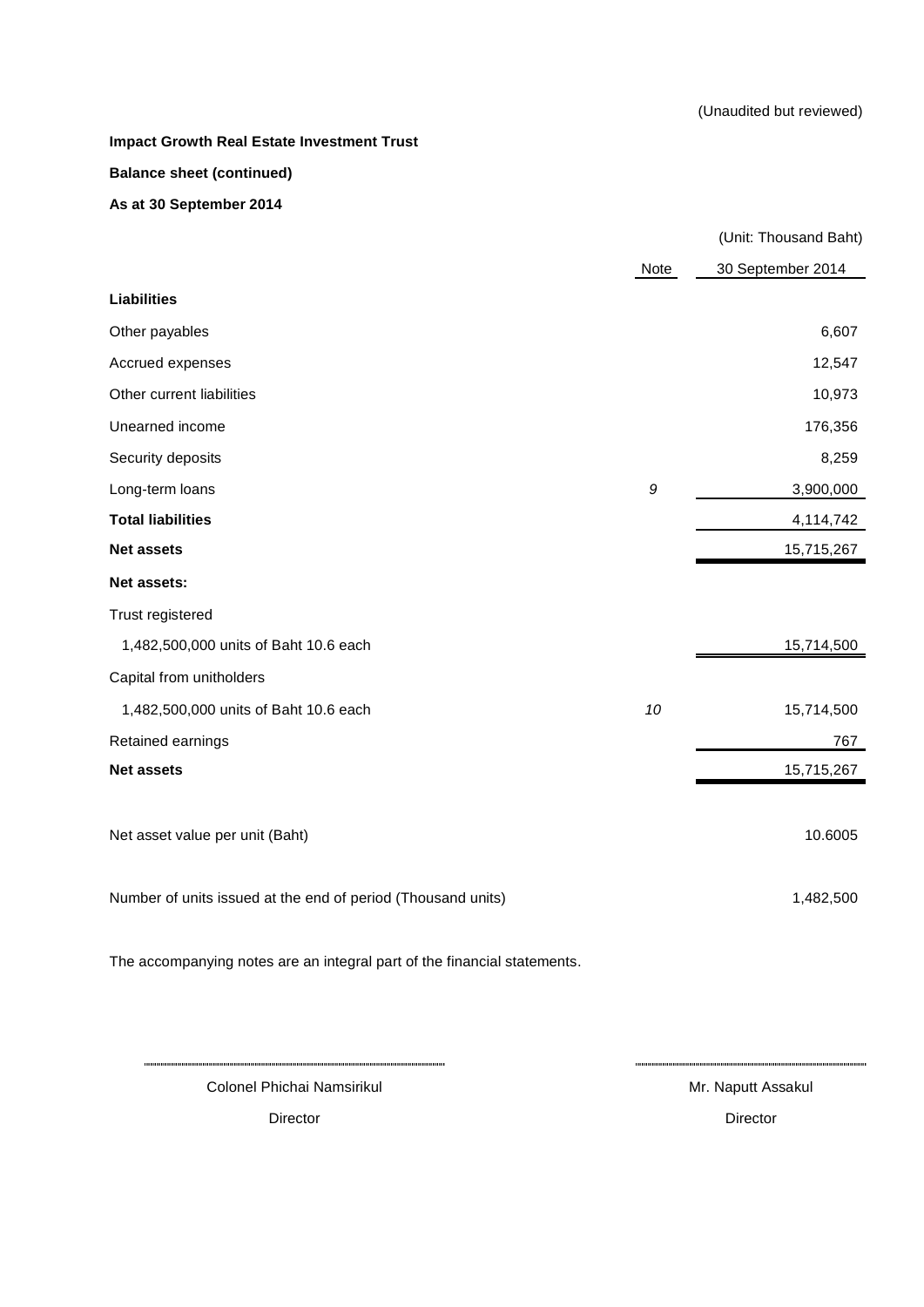(Unaudited but reviewed)

**Impact Growth Real Estate Investment Trust**

**Balance sheet (continued)**

**As at 30 September 2014**

(Unit: Thousand Baht)

| | Note | 30 September 2014 |
|---|---|---|
| **Liabilities** | | |
| Other payables | | 6,607 |
| Accrued expenses | | 12,547 |
| Other current liabilities | | 10,973 |
| Unearned income | | 176,356 |
| Security deposits | | 8,259 |
| Long-term loans | *9* | 3,900,000 |
| **Total liabilities** | | 4,114,742 |
| **Net assets** | | 15,715,267 |
| **Net assets:** | | |
| Trust registered | | |
| 1,482,500,000 units of Baht 10.6 each | | 15,714,500 |
| Capital from unitholders | | |
| 1,482,500,000 units of Baht 10.6 each | *10* | 15,714,500 |
| Retained earnings | | 767 |
| **Net assets** | | 15,715,267 |
| Net asset value per unit (Baht) | | 10.6005 |
| Number of units issued at the end of period (Thousand units) | | 1,482,500 |

The accompanying notes are an integral part of the financial statements.

| | |
|---|---|
| Colonel Phichai Namsirikul | Mr. Naputt Assakul |
| Director | Director |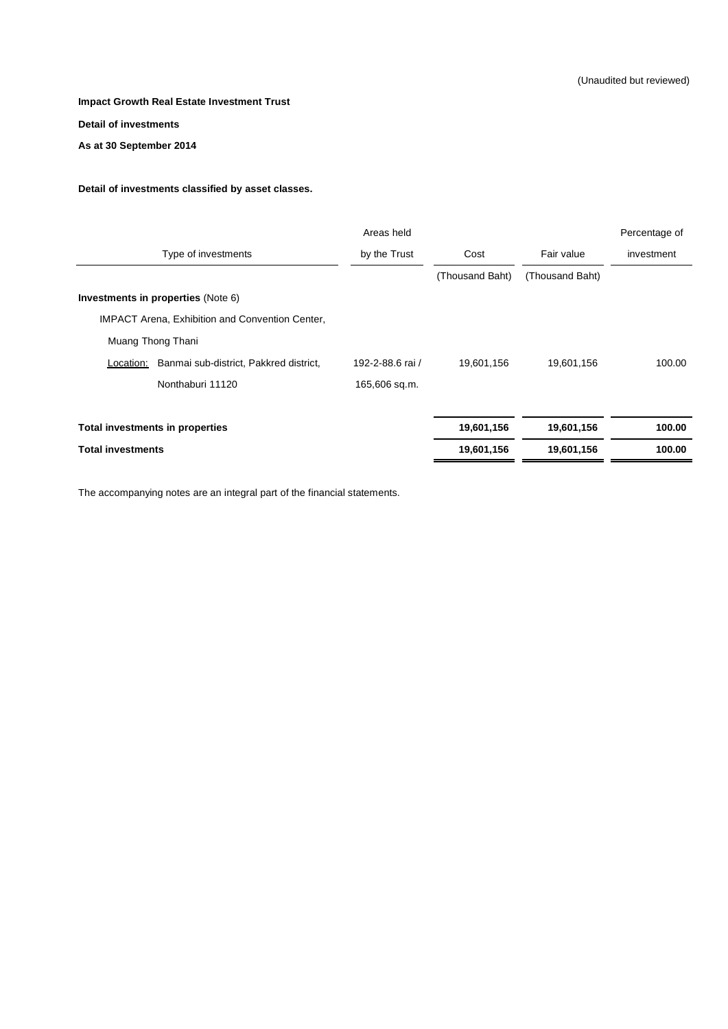(Unaudited but reviewed)

**Impact Growth Real Estate Investment Trust**

**Detail of investments**

**As at 30 September 2014**

**Detail of investments classified by asset classes.**

| Type of investments | Areas held by the Trust | Cost | Fair value | Percentage of investment |
|---|---|---|---|---|
| | | (Thousand Baht) | (Thousand Baht) | |
| **Investments in properties** (Note 6) | | | | |
| IMPACT Arena, Exhibition and Convention Center, | | | | |
| Muang Thong Thani | | | | |
| Location: Banmai sub-district, Pakkred district, | 192-2-88.6 rai / | 19,601,156 | 19,601,156 | 100.00 |
| Nonthaburi 11120 | 165,606 sq.m. | | | |
| **Total investments in properties** | | **19,601,156** | **19,601,156** | **100.00** |
| **Total investments** | | **19,601,156** | **19,601,156** | **100.00** |

The accompanying notes are an integral part of the financial statements.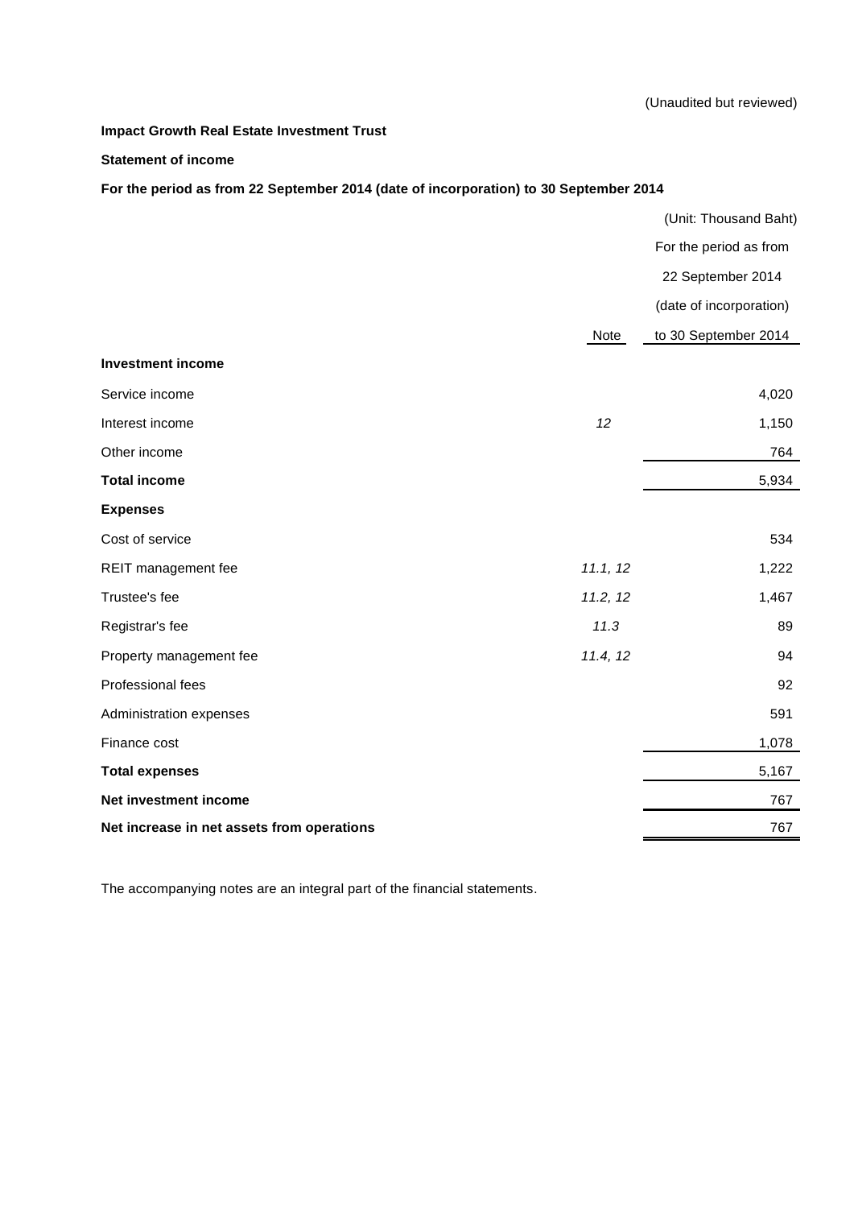(Unaudited but reviewed)

**Impact Growth Real Estate Investment Trust**

**Statement of income**

**For the period as from 22 September 2014 (date of incorporation) to 30 September 2014**

(Unit: Thousand Baht)

| | Note | For the period as from 22 September 2014 (date of incorporation) to 30 September 2014 |
|---|---|---|
| **Investment income** | | |
| Service income | | 4,020 |
| Interest income | *12* | 1,150 |
| Other income | | 764 |
| **Total income** | | 5,934 |
| **Expenses** | | |
| Cost of service | | 534 |
| REIT management fee | *11.1, 12* | 1,222 |
| Trustee's fee | *11.2, 12* | 1,467 |
| Registrar's fee | *11.3* | 89 |
| Property management fee | *11.4, 12* | 94 |
| Professional fees | | 92 |
| Administration expenses | | 591 |
| Finance cost | | 1,078 |
| **Total expenses** | | 5,167 |
| **Net investment income** | | 767 |
| **Net increase in net assets from operations** | | 767 |

The accompanying notes are an integral part of the financial statements.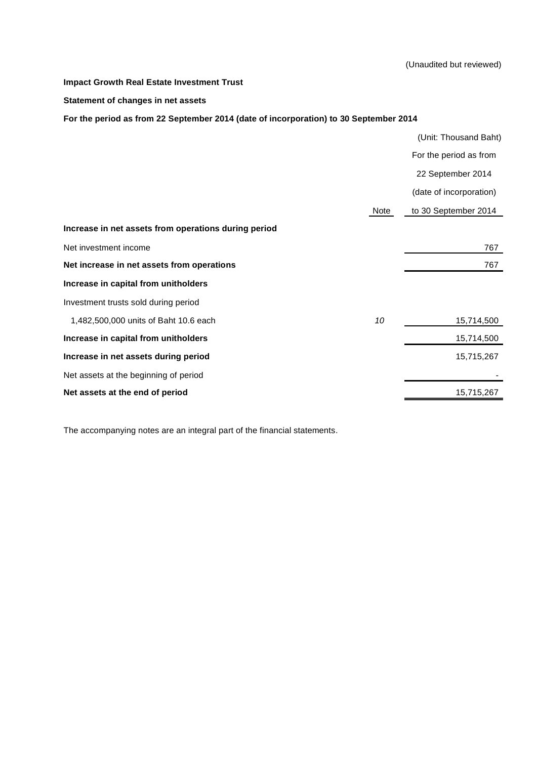(Unaudited but reviewed)

**Impact Growth Real Estate Investment Trust**

**Statement of changes in net assets**

**For the period as from 22 September 2014 (date of incorporation) to 30 September 2014**

(Unit: Thousand Baht)

| | Note | For the period as from 22 September 2014 (date of incorporation) to 30 September 2014 |
|---|---|---|
| **Increase in net assets from operations during period** | | |
| Net investment income | | 767 |
| **Net increase in net assets from operations** | | 767 |
| **Increase in capital from unitholders** | | |
| Investment trusts sold during period | | |
| 1,482,500,000 units of Baht 10.6 each | *10* | 15,714,500 |
| **Increase in capital from unitholders** | | 15,714,500 |
| **Increase in net assets during period** | | 15,715,267 |
| Net assets at the beginning of period | | - |
| **Net assets at the end of period** | | 15,715,267 |

The accompanying notes are an integral part of the financial statements.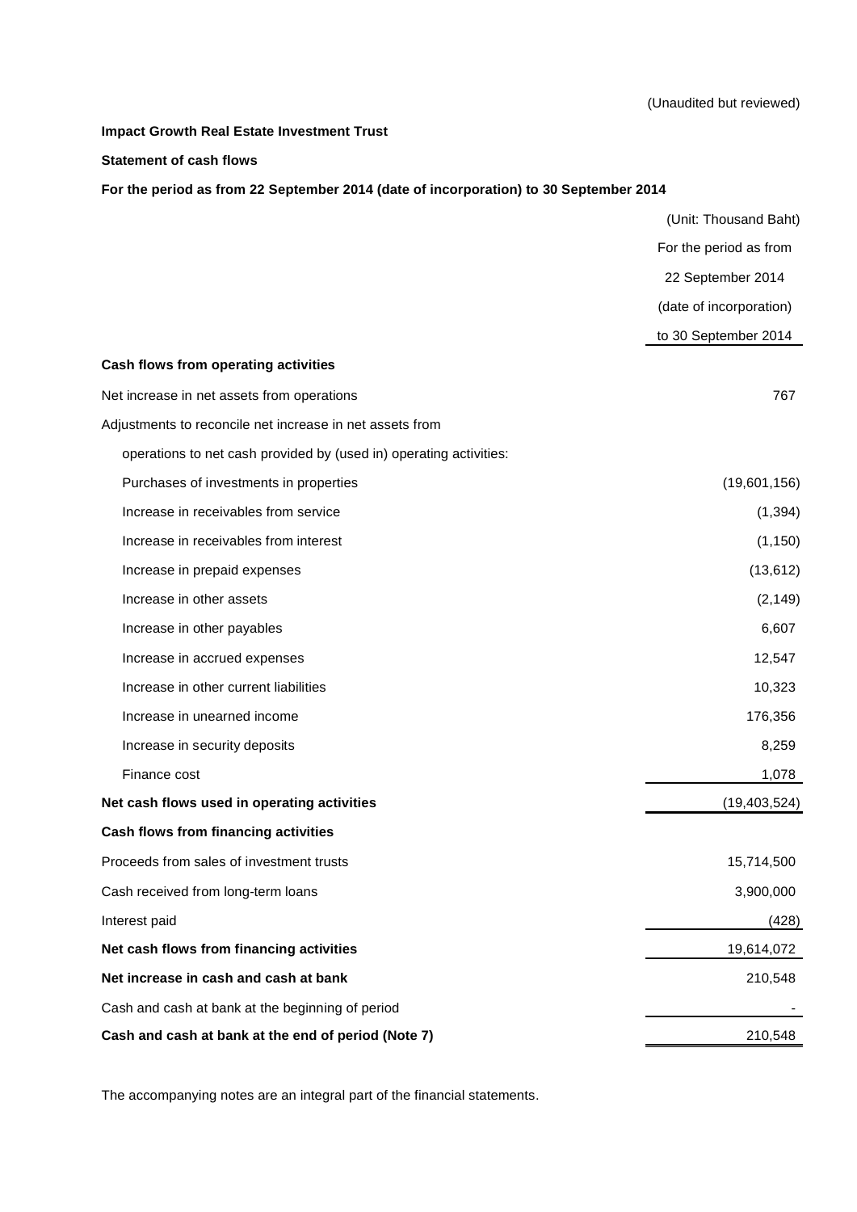(Unaudited but reviewed)

**Impact Growth Real Estate Investment Trust**

**Statement of cash flows**

**For the period as from 22 September 2014 (date of incorporation) to 30 September 2014**

| | (Unit: Thousand Baht) |
|---|---|
| | For the period as from 22 September 2014 (date of incorporation) to 30 September 2014 |
| **Cash flows from operating activities** | |
| Net increase in net assets from operations | 767 |
| Adjustments to reconcile net increase in net assets from | |
| operations to net cash provided by (used in) operating activities: | |
| Purchases of investments in properties | (19,601,156) |
| Increase in receivables from service | (1,394) |
| Increase in receivables from interest | (1,150) |
| Increase in prepaid expenses | (13,612) |
| Increase in other assets | (2,149) |
| Increase in other payables | 6,607 |
| Increase in accrued expenses | 12,547 |
| Increase in other current liabilities | 10,323 |
| Increase in unearned income | 176,356 |
| Increase in security deposits | 8,259 |
| Finance cost | 1,078 |
| **Net cash flows used in operating activities** | (19,403,524) |
| **Cash flows from financing activities** | |
| Proceeds from sales of investment trusts | 15,714,500 |
| Cash received from long-term loans | 3,900,000 |
| Interest paid | (428) |
| **Net cash flows from financing activities** | 19,614,072 |
| **Net increase in cash and cash at bank** | 210,548 |
| Cash and cash at bank at the beginning of period | - |
| **Cash and cash at bank at the end of period (Note 7)** | 210,548 |

The accompanying notes are an integral part of the financial statements.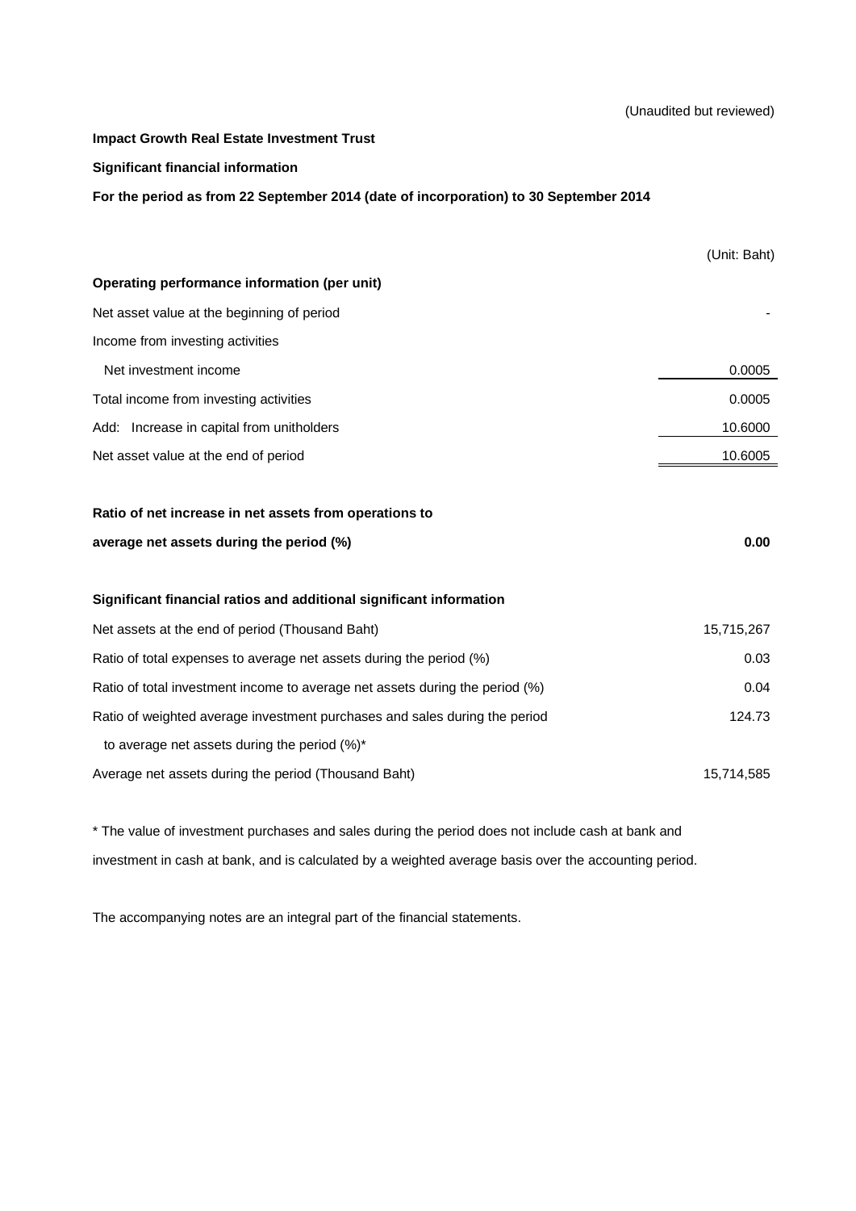(Unaudited but reviewed)

**Impact Growth Real Estate Investment Trust**

**Significant financial information**

**For the period as from 22 September 2014 (date of incorporation) to 30 September 2014**

| | (Unit: Baht) |
|---|---|
| **Operating performance information (per unit)** | |
| Net asset value at the beginning of period | - |
| Income from investing activities | |
| Net investment income | 0.0005 |
| Total income from investing activities | 0.0005 |
| Add: Increase in capital from unitholders | 10.6000 |
| Net asset value at the end of period | 10.6005 |
| | |
| **Ratio of net increase in net assets from operations to average net assets during the period (%)** | **0.00** |
| | |
| **Significant financial ratios and additional significant information** | |
| Net assets at the end of period (Thousand Baht) | 15,715,267 |
| Ratio of total expenses to average net assets during the period (%) | 0.03 |
| Ratio of total investment income to average net assets during the period (%) | 0.04 |
| Ratio of weighted average investment purchases and sales during the period to average net assets during the period (%)* | 124.73 |
| Average net assets during the period (Thousand Baht) | 15,714,585 |

* The value of investment purchases and sales during the period does not include cash at bank and investment in cash at bank, and is calculated by a weighted average basis over the accounting period.

The accompanying notes are an integral part of the financial statements.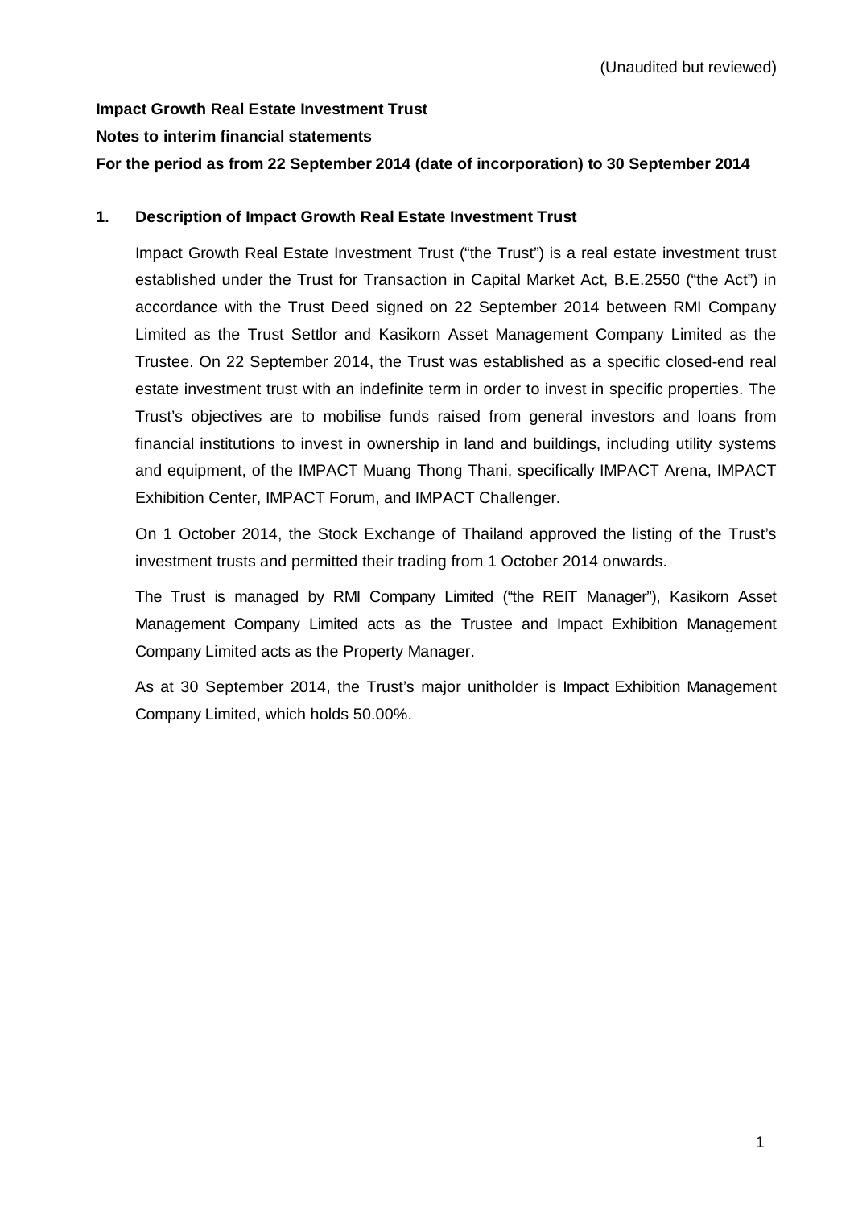(Unaudited but reviewed)

**Impact Growth Real Estate Investment Trust**

**Notes to interim financial statements**

**For the period as from 22 September 2014 (date of incorporation) to 30 September 2014**

## 1. Description of Impact Growth Real Estate Investment Trust

Impact Growth Real Estate Investment Trust ("the Trust") is a real estate investment trust established under the Trust for Transaction in Capital Market Act, B.E.2550 ("the Act") in accordance with the Trust Deed signed on 22 September 2014 between RMI Company Limited as the Trust Settlor and Kasikorn Asset Management Company Limited as the Trustee. On 22 September 2014, the Trust was established as a specific closed-end real estate investment trust with an indefinite term in order to invest in specific properties. The Trust's objectives are to mobilise funds raised from general investors and loans from financial institutions to invest in ownership in land and buildings, including utility systems and equipment, of the IMPACT Muang Thong Thani, specifically IMPACT Arena, IMPACT Exhibition Center, IMPACT Forum, and IMPACT Challenger.

On 1 October 2014, the Stock Exchange of Thailand approved the listing of the Trust's investment trusts and permitted their trading from 1 October 2014 onwards.

The Trust is managed by RMI Company Limited ("the REIT Manager"), Kasikorn Asset Management Company Limited acts as the Trustee and Impact Exhibition Management Company Limited acts as the Property Manager.

As at 30 September 2014, the Trust's major unitholder is Impact Exhibition Management Company Limited, which holds 50.00%.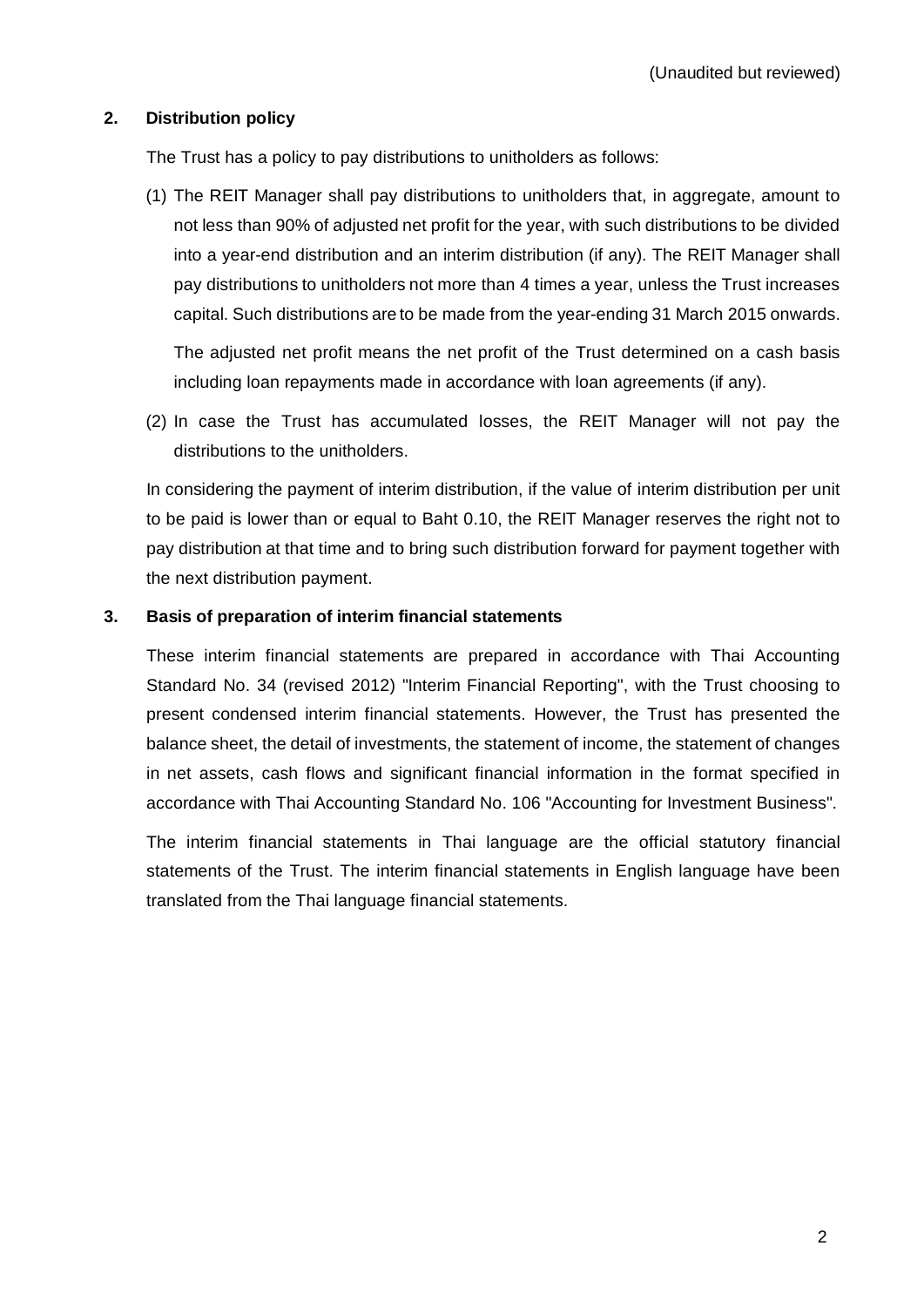(Unaudited but reviewed)

## 2. Distribution policy

The Trust has a policy to pay distributions to unitholders as follows:

(1) The REIT Manager shall pay distributions to unitholders that, in aggregate, amount to not less than 90% of adjusted net profit for the year, with such distributions to be divided into a year-end distribution and an interim distribution (if any). The REIT Manager shall pay distributions to unitholders not more than 4 times a year, unless the Trust increases capital. Such distributions are to be made from the year-ending 31 March 2015 onwards.

The adjusted net profit means the net profit of the Trust determined on a cash basis including loan repayments made in accordance with loan agreements (if any).

(2) In case the Trust has accumulated losses, the REIT Manager will not pay the distributions to the unitholders.

In considering the payment of interim distribution, if the value of interim distribution per unit to be paid is lower than or equal to Baht 0.10, the REIT Manager reserves the right not to pay distribution at that time and to bring such distribution forward for payment together with the next distribution payment.

## 3. Basis of preparation of interim financial statements

These interim financial statements are prepared in accordance with Thai Accounting Standard No. 34 (revised 2012) "Interim Financial Reporting", with the Trust choosing to present condensed interim financial statements. However, the Trust has presented the balance sheet, the detail of investments, the statement of income, the statement of changes in net assets, cash flows and significant financial information in the format specified in accordance with Thai Accounting Standard No. 106 "Accounting for Investment Business".

The interim financial statements in Thai language are the official statutory financial statements of the Trust. The interim financial statements in English language have been translated from the Thai language financial statements.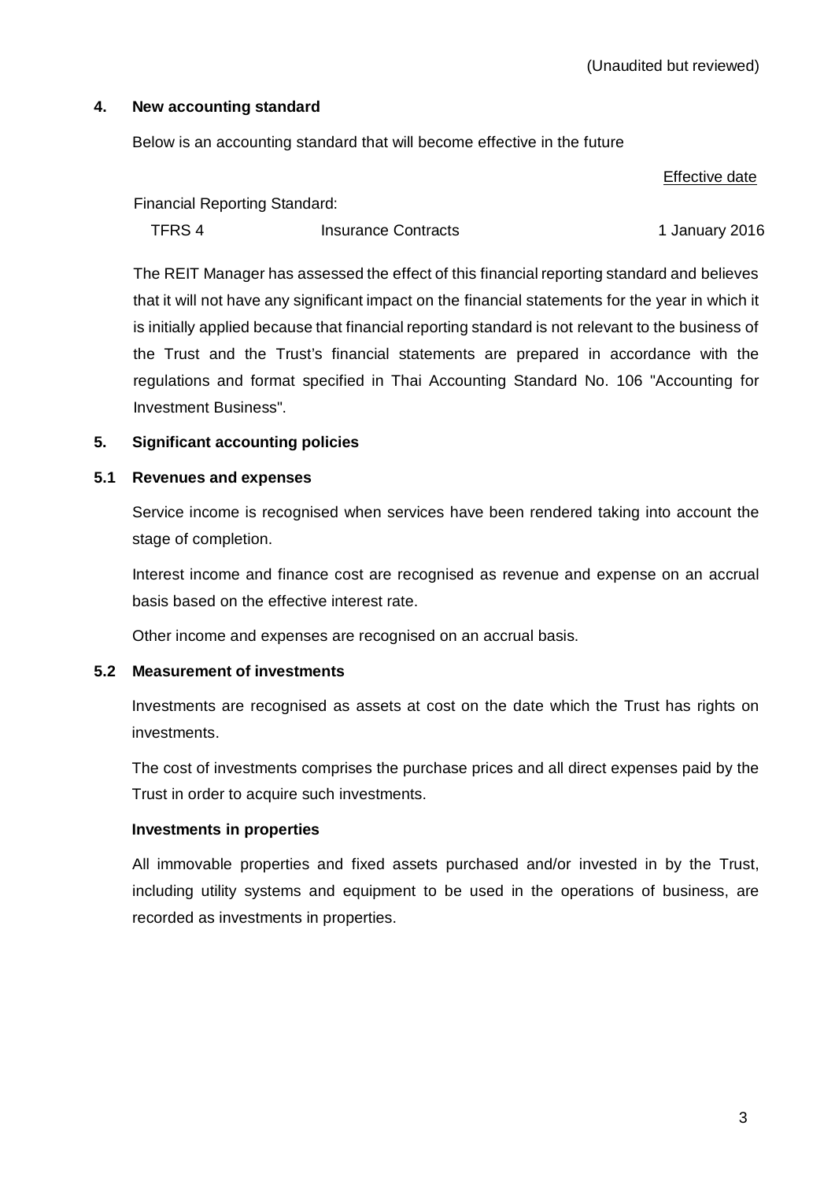(Unaudited but reviewed)

## 4. New accounting standard

Below is an accounting standard that will become effective in the future

| | | Effective date |
|---|---|---|
| Financial Reporting Standard: | | |
| TFRS 4 | Insurance Contracts | 1 January 2016 |

The REIT Manager has assessed the effect of this financial reporting standard and believes that it will not have any significant impact on the financial statements for the year in which it is initially applied because that financial reporting standard is not relevant to the business of the Trust and the Trust's financial statements are prepared in accordance with the regulations and format specified in Thai Accounting Standard No. 106 "Accounting for Investment Business".

## 5. Significant accounting policies

### 5.1 Revenues and expenses

Service income is recognised when services have been rendered taking into account the stage of completion.

Interest income and finance cost are recognised as revenue and expense on an accrual basis based on the effective interest rate.

Other income and expenses are recognised on an accrual basis.

### 5.2 Measurement of investments

Investments are recognised as assets at cost on the date which the Trust has rights on investments.

The cost of investments comprises the purchase prices and all direct expenses paid by the Trust in order to acquire such investments.

**Investments in properties**

All immovable properties and fixed assets purchased and/or invested in by the Trust, including utility systems and equipment to be used in the operations of business, are recorded as investments in properties.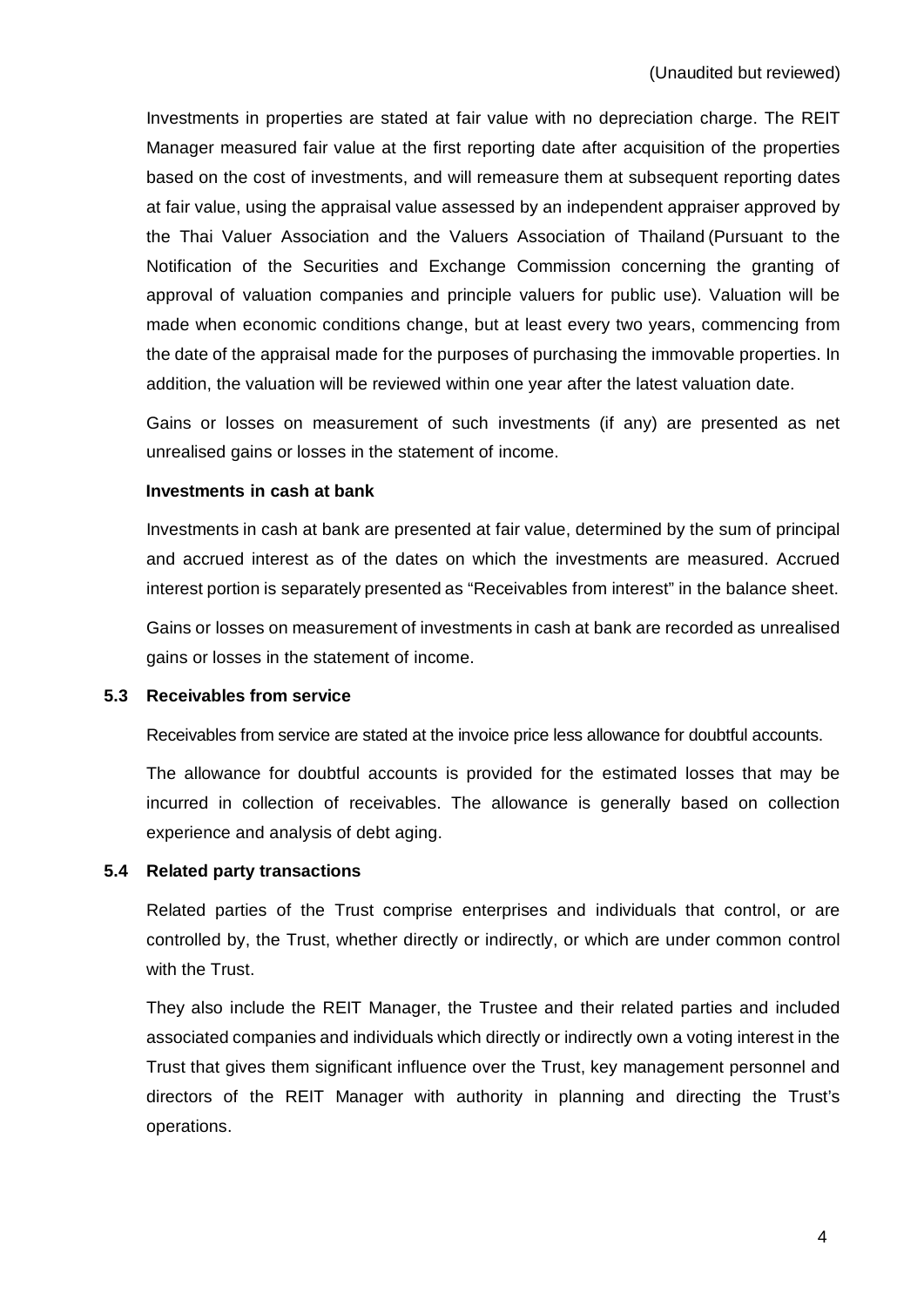(Unaudited but reviewed)

Investments in properties are stated at fair value with no depreciation charge. The REIT Manager measured fair value at the first reporting date after acquisition of the properties based on the cost of investments, and will remeasure them at subsequent reporting dates at fair value, using the appraisal value assessed by an independent appraiser approved by the Thai Valuer Association and the Valuers Association of Thailand (Pursuant to the Notification of the Securities and Exchange Commission concerning the granting of approval of valuation companies and principle valuers for public use). Valuation will be made when economic conditions change, but at least every two years, commencing from the date of the appraisal made for the purposes of purchasing the immovable properties. In addition, the valuation will be reviewed within one year after the latest valuation date.

Gains or losses on measurement of such investments (if any) are presented as net unrealised gains or losses in the statement of income.

**Investments in cash at bank**

Investments in cash at bank are presented at fair value, determined by the sum of principal and accrued interest as of the dates on which the investments are measured. Accrued interest portion is separately presented as "Receivables from interest" in the balance sheet.

Gains or losses on measurement of investments in cash at bank are recorded as unrealised gains or losses in the statement of income.

### 5.3 Receivables from service

Receivables from service are stated at the invoice price less allowance for doubtful accounts.

The allowance for doubtful accounts is provided for the estimated losses that may be incurred in collection of receivables. The allowance is generally based on collection experience and analysis of debt aging.

### 5.4 Related party transactions

Related parties of the Trust comprise enterprises and individuals that control, or are controlled by, the Trust, whether directly or indirectly, or which are under common control with the Trust.

They also include the REIT Manager, the Trustee and their related parties and included associated companies and individuals which directly or indirectly own a voting interest in the Trust that gives them significant influence over the Trust, key management personnel and directors of the REIT Manager with authority in planning and directing the Trust's operations.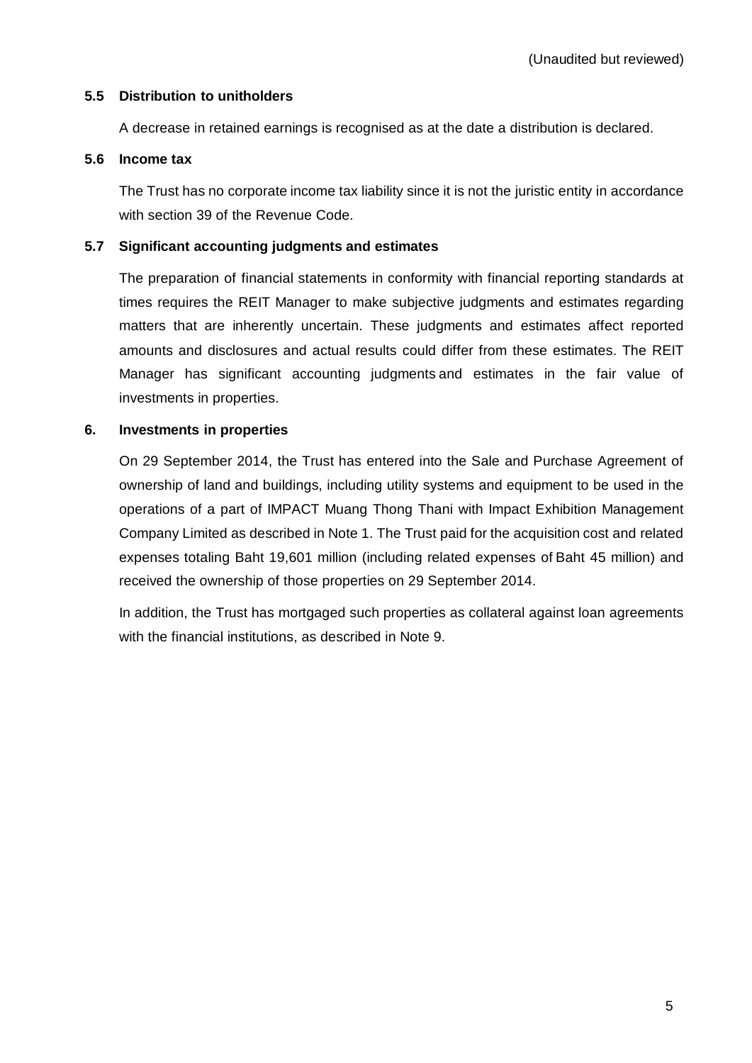(Unaudited but reviewed)

### 5.5 Distribution to unitholders

A decrease in retained earnings is recognised as at the date a distribution is declared.

### 5.6 Income tax

The Trust has no corporate income tax liability since it is not the juristic entity in accordance with section 39 of the Revenue Code.

### 5.7 Significant accounting judgments and estimates

The preparation of financial statements in conformity with financial reporting standards at times requires the REIT Manager to make subjective judgments and estimates regarding matters that are inherently uncertain. These judgments and estimates affect reported amounts and disclosures and actual results could differ from these estimates. The REIT Manager has significant accounting judgments and estimates in the fair value of investments in properties.

## 6. Investments in properties

On 29 September 2014, the Trust has entered into the Sale and Purchase Agreement of ownership of land and buildings, including utility systems and equipment to be used in the operations of a part of IMPACT Muang Thong Thani with Impact Exhibition Management Company Limited as described in Note 1. The Trust paid for the acquisition cost and related expenses totaling Baht 19,601 million (including related expenses of Baht 45 million) and received the ownership of those properties on 29 September 2014.

In addition, the Trust has mortgaged such properties as collateral against loan agreements with the financial institutions, as described in Note 9.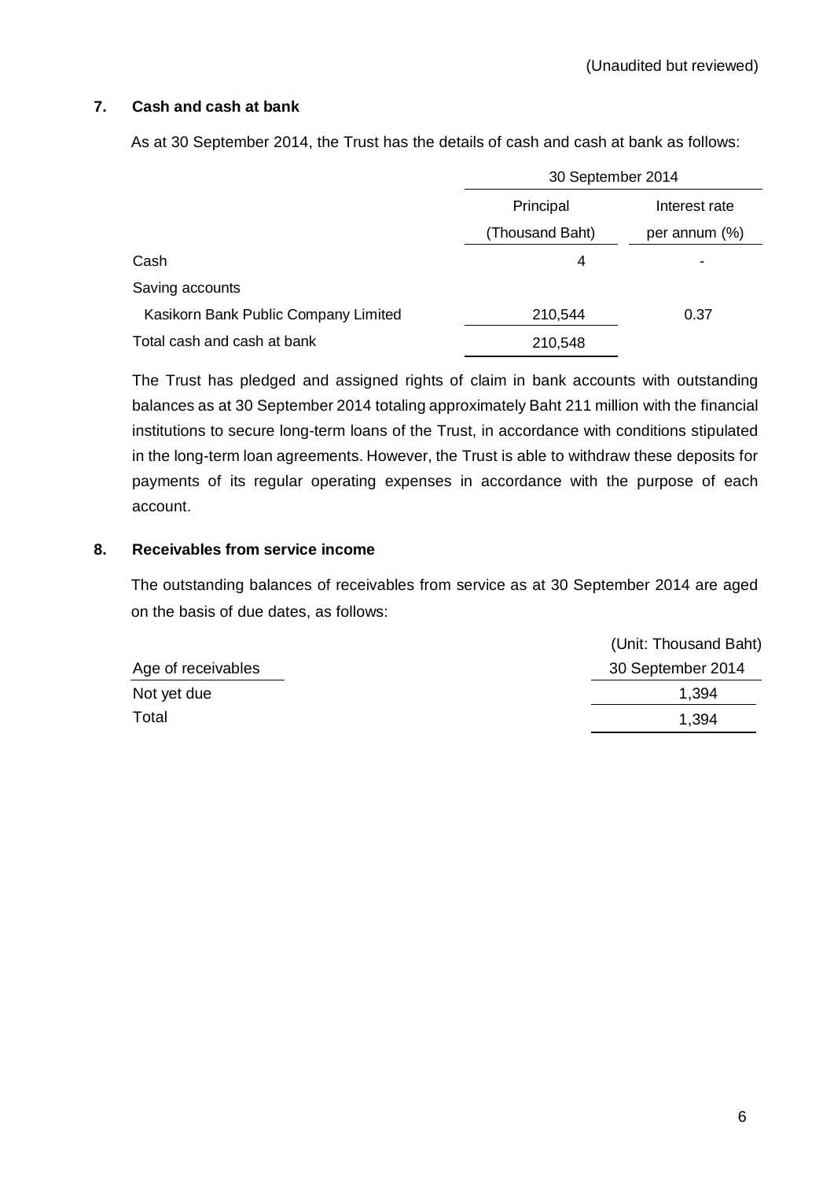(Unaudited but reviewed)

## 7. Cash and cash at bank

As at 30 September 2014, the Trust has the details of cash and cash at bank as follows:

| | 30 September 2014 | |
|---|---|---|
| | Principal (Thousand Baht) | Interest rate per annum (%) |
| Cash | 4 | - |
| Saving accounts | | |
| Kasikorn Bank Public Company Limited | 210,544 | 0.37 |
| Total cash and cash at bank | 210,548 | |

The Trust has pledged and assigned rights of claim in bank accounts with outstanding balances as at 30 September 2014 totaling approximately Baht 211 million with the financial institutions to secure long-term loans of the Trust, in accordance with conditions stipulated in the long-term loan agreements. However, the Trust is able to withdraw these deposits for payments of its regular operating expenses in accordance with the purpose of each account.

## 8. Receivables from service income

The outstanding balances of receivables from service as at 30 September 2014 are aged on the basis of due dates, as follows:

(Unit: Thousand Baht)

| Age of receivables | 30 September 2014 |
|---|---|
| Not yet due | 1,394 |
| Total | 1,394 |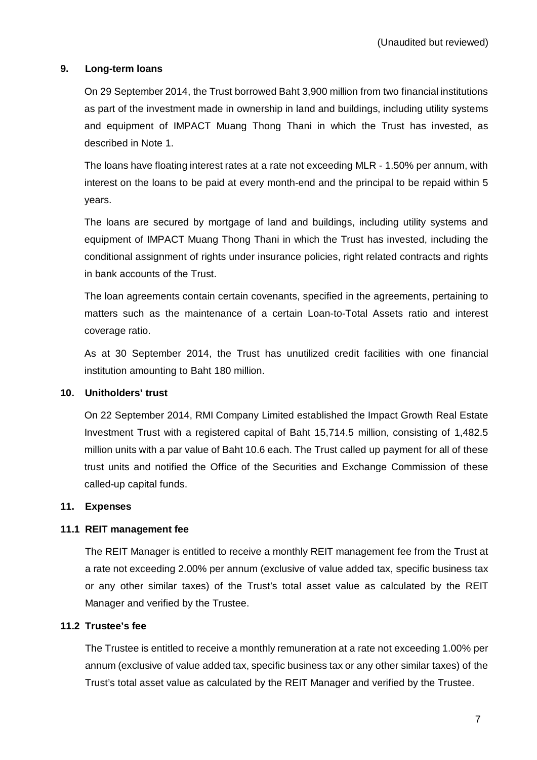(Unaudited but reviewed)

## 9. Long-term loans

On 29 September 2014, the Trust borrowed Baht 3,900 million from two financial institutions as part of the investment made in ownership in land and buildings, including utility systems and equipment of IMPACT Muang Thong Thani in which the Trust has invested, as described in Note 1.

The loans have floating interest rates at a rate not exceeding MLR - 1.50% per annum, with interest on the loans to be paid at every month-end and the principal to be repaid within 5 years.

The loans are secured by mortgage of land and buildings, including utility systems and equipment of IMPACT Muang Thong Thani in which the Trust has invested, including the conditional assignment of rights under insurance policies, right related contracts and rights in bank accounts of the Trust.

The loan agreements contain certain covenants, specified in the agreements, pertaining to matters such as the maintenance of a certain Loan-to-Total Assets ratio and interest coverage ratio.

As at 30 September 2014, the Trust has unutilized credit facilities with one financial institution amounting to Baht 180 million.

## 10. Unitholders' trust

On 22 September 2014, RMI Company Limited established the Impact Growth Real Estate Investment Trust with a registered capital of Baht 15,714.5 million, consisting of 1,482.5 million units with a par value of Baht 10.6 each. The Trust called up payment for all of these trust units and notified the Office of the Securities and Exchange Commission of these called-up capital funds.

## 11. Expenses

### 11.1 REIT management fee

The REIT Manager is entitled to receive a monthly REIT management fee from the Trust at a rate not exceeding 2.00% per annum (exclusive of value added tax, specific business tax or any other similar taxes) of the Trust's total asset value as calculated by the REIT Manager and verified by the Trustee.

### 11.2 Trustee's fee

The Trustee is entitled to receive a monthly remuneration at a rate not exceeding 1.00% per annum (exclusive of value added tax, specific business tax or any other similar taxes) of the Trust's total asset value as calculated by the REIT Manager and verified by the Trustee.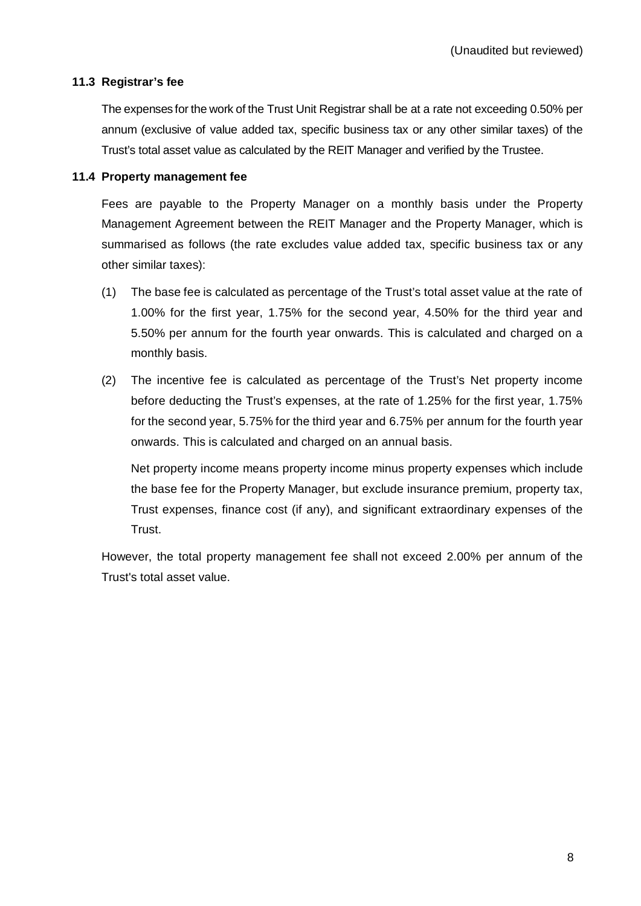(Unaudited but reviewed)

### 11.3 Registrar's fee

The expenses for the work of the Trust Unit Registrar shall be at a rate not exceeding 0.50% per annum (exclusive of value added tax, specific business tax or any other similar taxes) of the Trust's total asset value as calculated by the REIT Manager and verified by the Trustee.

### 11.4 Property management fee

Fees are payable to the Property Manager on a monthly basis under the Property Management Agreement between the REIT Manager and the Property Manager, which is summarised as follows (the rate excludes value added tax, specific business tax or any other similar taxes):

(1) The base fee is calculated as percentage of the Trust's total asset value at the rate of 1.00% for the first year, 1.75% for the second year, 4.50% for the third year and 5.50% per annum for the fourth year onwards. This is calculated and charged on a monthly basis.

(2) The incentive fee is calculated as percentage of the Trust's Net property income before deducting the Trust's expenses, at the rate of 1.25% for the first year, 1.75% for the second year, 5.75% for the third year and 6.75% per annum for the fourth year onwards. This is calculated and charged on an annual basis.

    Net property income means property income minus property expenses which include the base fee for the Property Manager, but exclude insurance premium, property tax, Trust expenses, finance cost (if any), and significant extraordinary expenses of the Trust.

However, the total property management fee shall not exceed 2.00% per annum of the Trust's total asset value.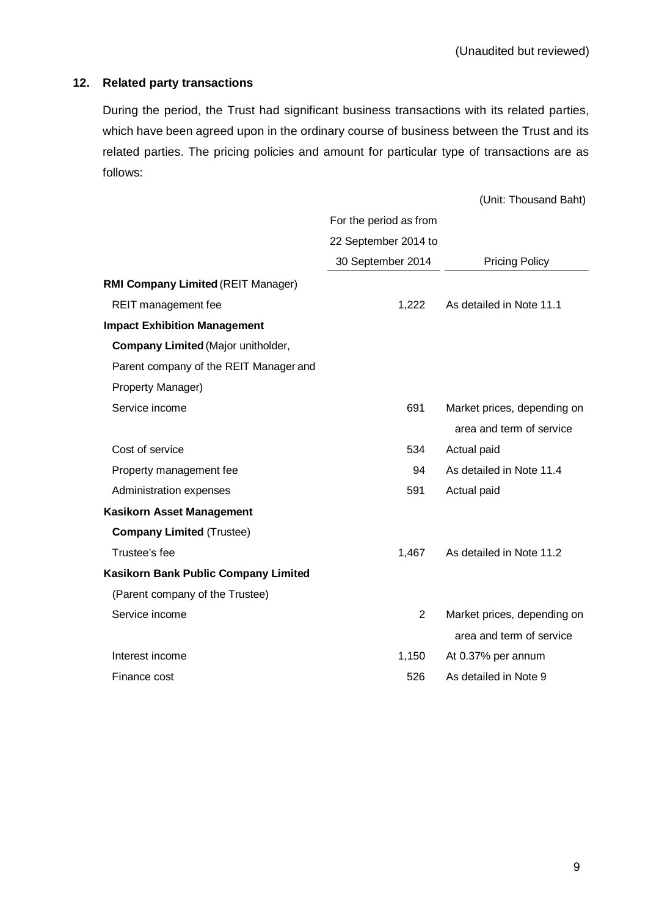(Unaudited but reviewed)

## 12. Related party transactions

During the period, the Trust had significant business transactions with its related parties, which have been agreed upon in the ordinary course of business between the Trust and its related parties. The pricing policies and amount for particular type of transactions are as follows:

(Unit: Thousand Baht)

| | For the period as from 22 September 2014 to 30 September 2014 | Pricing Policy |
|---|---|---|
| **RMI Company Limited** (REIT Manager) | | |
| REIT management fee | 1,222 | As detailed in Note 11.1 |
| **Impact Exhibition Management Company Limited** (Major unitholder, Parent company of the REIT Manager and Property Manager) | | |
| Service income | 691 | Market prices, depending on area and term of service |
| Cost of service | 534 | Actual paid |
| Property management fee | 94 | As detailed in Note 11.4 |
| Administration expenses | 591 | Actual paid |
| **Kasikorn Asset Management Company Limited** (Trustee) | | |
| Trustee's fee | 1,467 | As detailed in Note 11.2 |
| **Kasikorn Bank Public Company Limited** (Parent company of the Trustee) | | |
| Service income | 2 | Market prices, depending on area and term of service |
| Interest income | 1,150 | At 0.37% per annum |
| Finance cost | 526 | As detailed in Note 9 |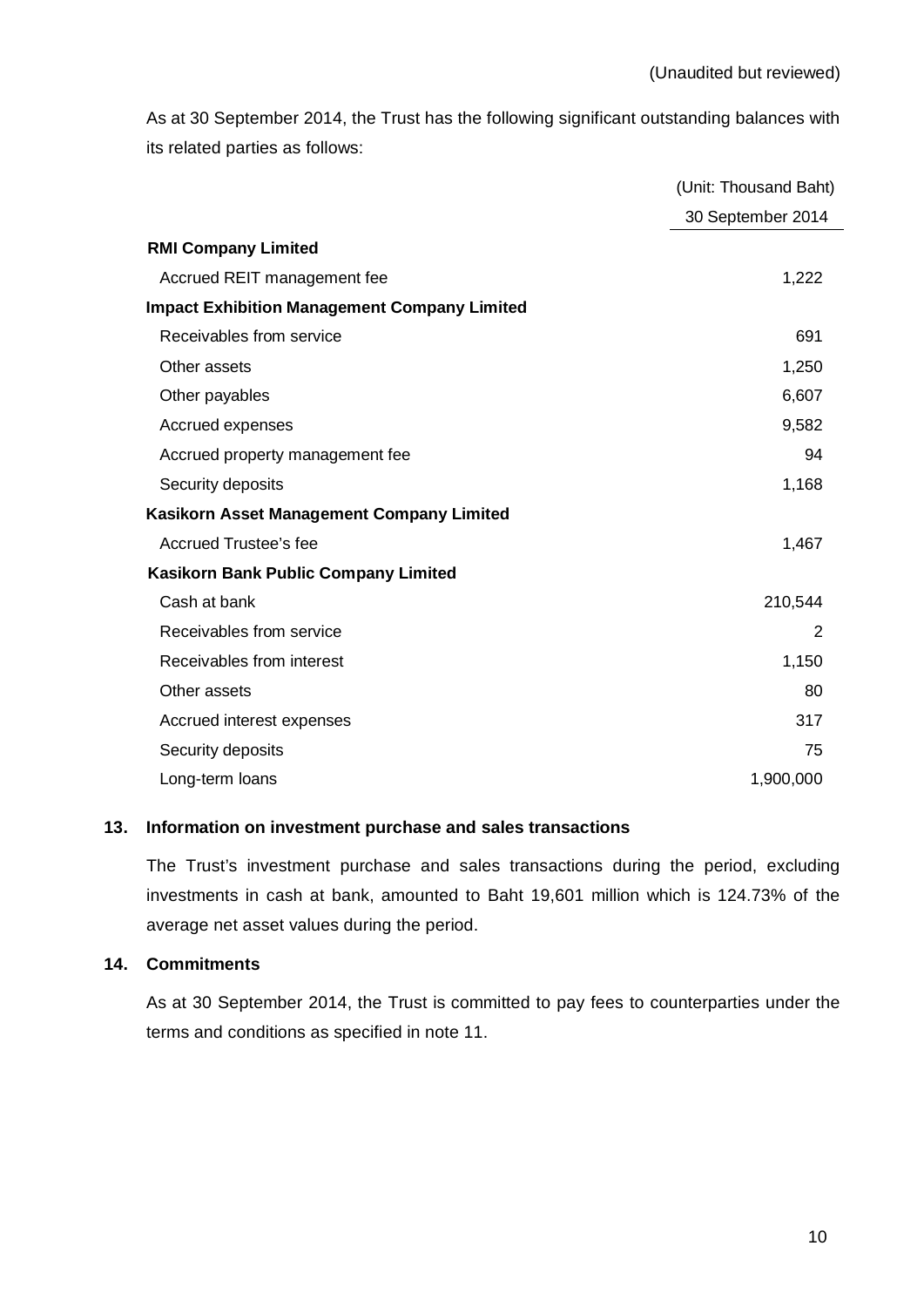(Unaudited but reviewed)

As at 30 September 2014, the Trust has the following significant outstanding balances with its related parties as follows:

| | (Unit: Thousand Baht) |
|---|---|
| | 30 September 2014 |
| **RMI Company Limited** | |
| Accrued REIT management fee | 1,222 |
| **Impact Exhibition Management Company Limited** | |
| Receivables from service | 691 |
| Other assets | 1,250 |
| Other payables | 6,607 |
| Accrued expenses | 9,582 |
| Accrued property management fee | 94 |
| Security deposits | 1,168 |
| **Kasikorn Asset Management Company Limited** | |
| Accrued Trustee's fee | 1,467 |
| **Kasikorn Bank Public Company Limited** | |
| Cash at bank | 210,544 |
| Receivables from service | 2 |
| Receivables from interest | 1,150 |
| Other assets | 80 |
| Accrued interest expenses | 317 |
| Security deposits | 75 |
| Long-term loans | 1,900,000 |

## 13. Information on investment purchase and sales transactions

The Trust's investment purchase and sales transactions during the period, excluding investments in cash at bank, amounted to Baht 19,601 million which is 124.73% of the average net asset values during the period.

## 14. Commitments

As at 30 September 2014, the Trust is committed to pay fees to counterparties under the terms and conditions as specified in note 11.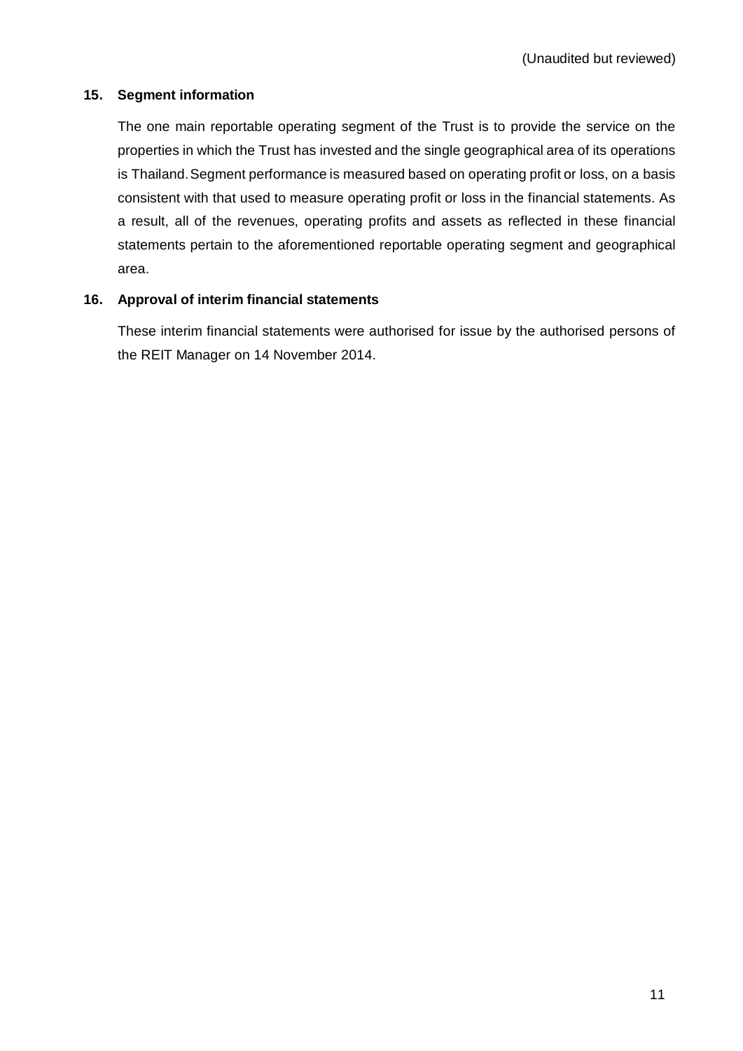(Unaudited but reviewed)

## 15. Segment information

The one main reportable operating segment of the Trust is to provide the service on the properties in which the Trust has invested and the single geographical area of its operations is Thailand. Segment performance is measured based on operating profit or loss, on a basis consistent with that used to measure operating profit or loss in the financial statements. As a result, all of the revenues, operating profits and assets as reflected in these financial statements pertain to the aforementioned reportable operating segment and geographical area.

## 16. Approval of interim financial statements

These interim financial statements were authorised for issue by the authorised persons of the REIT Manager on 14 November 2014.